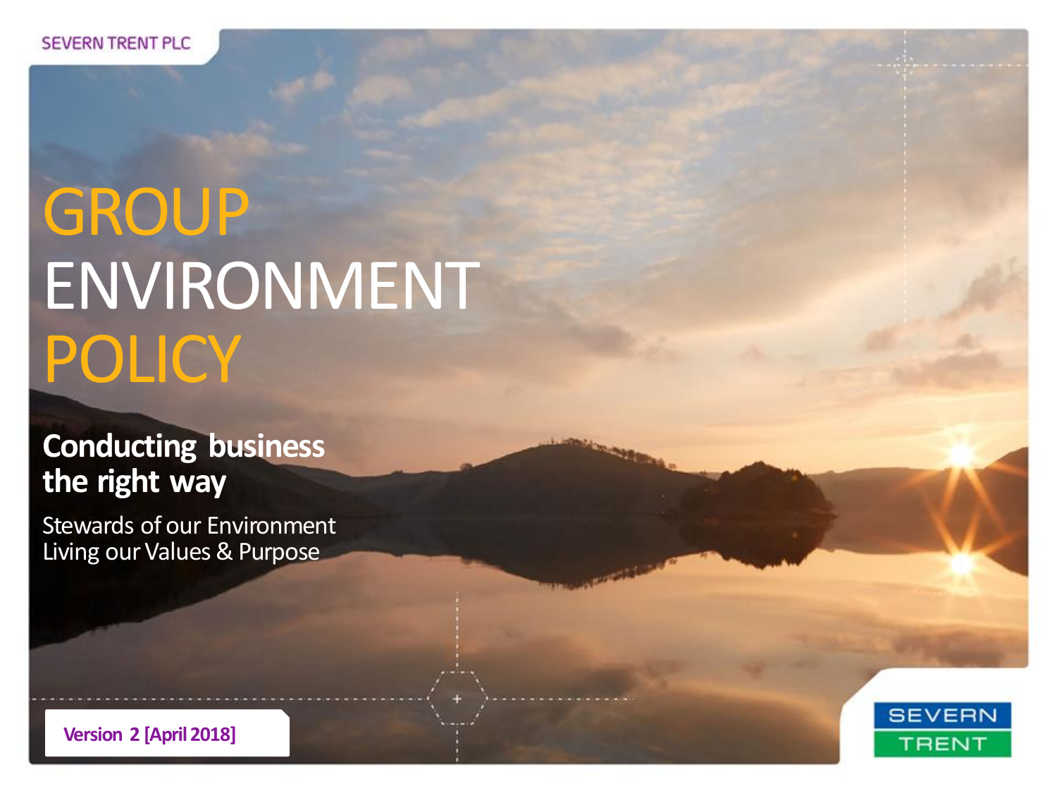SEVERN TRENT PLC

# GROUP ENVIRONMENT POLICY

## Conducting business the right way

Stewards of our Environment
Living our Values & Purpose

**Version 2 [April 2018]**

SEVERN TRENT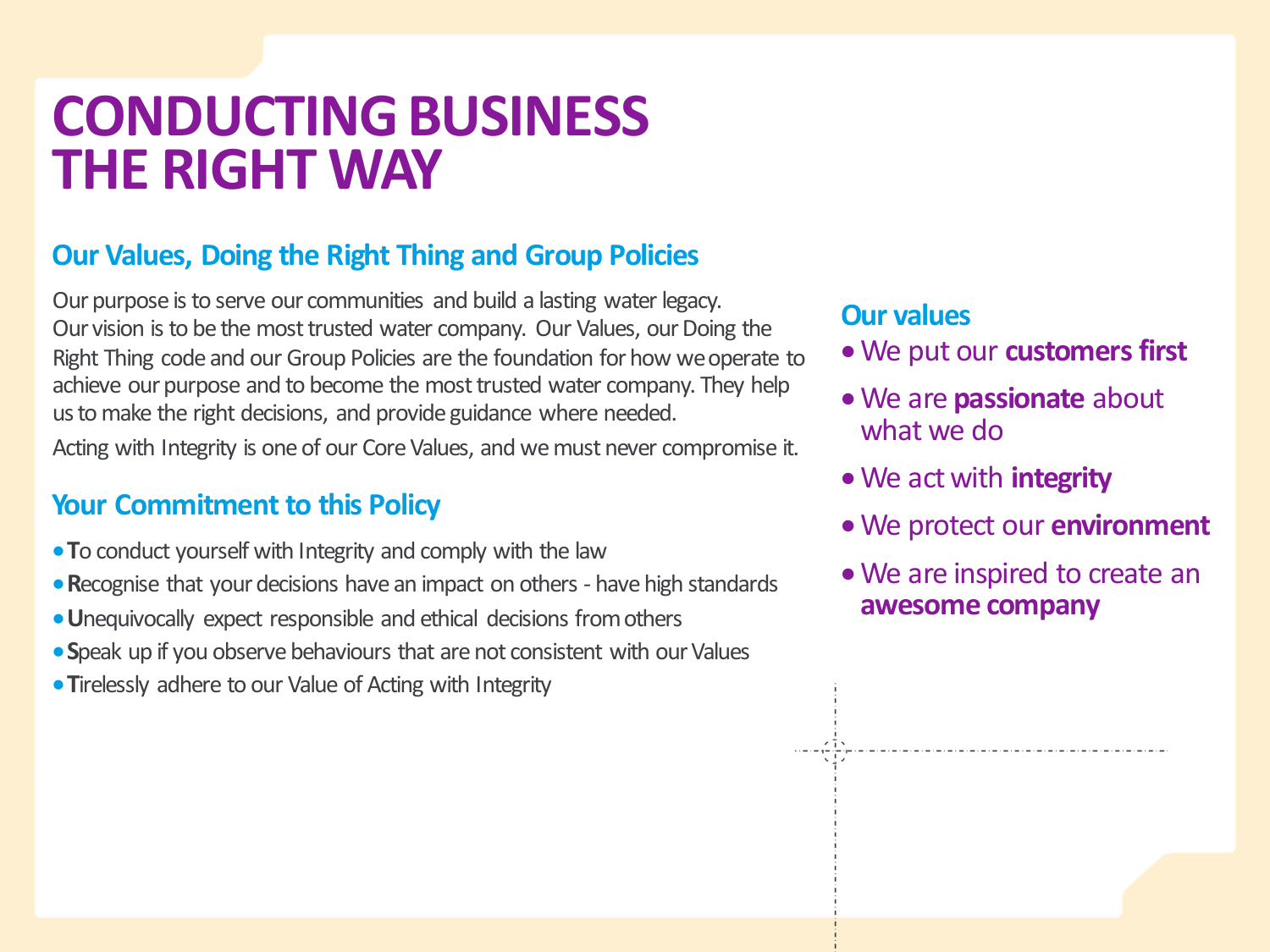# CONDUCTING BUSINESS THE RIGHT WAY

## Our Values, Doing the Right Thing and Group Policies

Our purpose is to serve our communities and build a lasting water legacy. Our vision is to be the most trusted water company. Our Values, our Doing the Right Thing code and our Group Policies are the foundation for how we operate to achieve our purpose and to become the most trusted water company. They help us to make the right decisions, and provide guidance where needed.

Acting with Integrity is one of our Core Values, and we must never compromise it.

## Your Commitment to this Policy

- **T**o conduct yourself with Integrity and comply with the law
- **R**ecognise that your decisions have an impact on others - have high standards
- **U**nequivocally expect responsible and ethical decisions from others
- **S**peak up if you observe behaviours that are not consistent with our Values
- **T**irelessly adhere to our Value of Acting with Integrity

## Our values

- We put our **customers first**
- We are **passionate** about what we do
- We act with **integrity**
- We protect our **environment**
- We are inspired to create an **awesome company**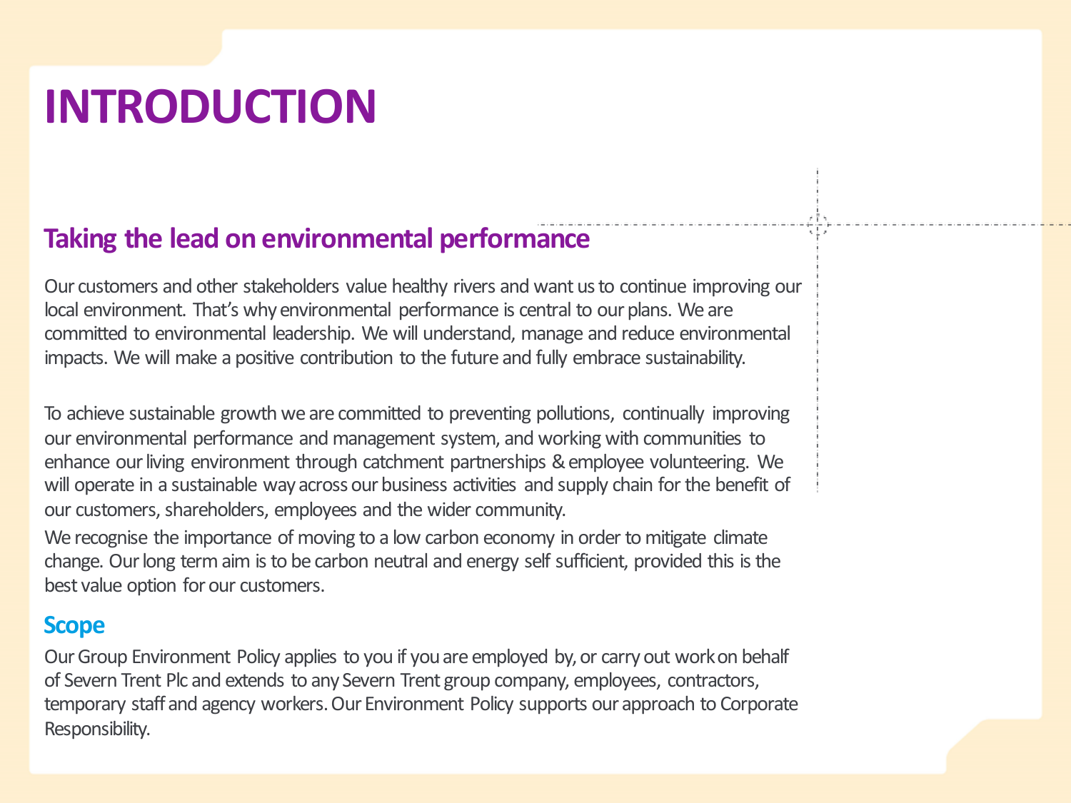# INTRODUCTION

## Taking the lead on environmental performance

Our customers and other stakeholders value healthy rivers and want us to continue improving our local environment. That's why environmental performance is central to our plans. We are committed to environmental leadership. We will understand, manage and reduce environmental impacts. We will make a positive contribution to the future and fully embrace sustainability.

To achieve sustainable growth we are committed to preventing pollutions, continually improving our environmental performance and management system, and working with communities to enhance our living environment through catchment partnerships & employee volunteering. We will operate in a sustainable way across our business activities and supply chain for the benefit of our customers, shareholders, employees and the wider community.

We recognise the importance of moving to a low carbon economy in order to mitigate climate change. Our long term aim is to be carbon neutral and energy self sufficient, provided this is the best value option for our customers.

### Scope

Our Group Environment Policy applies to you if you are employed by, or carry out work on behalf of Severn Trent Plc and extends to any Severn Trent group company, employees, contractors, temporary staff and agency workers. Our Environment Policy supports our approach to Corporate Responsibility.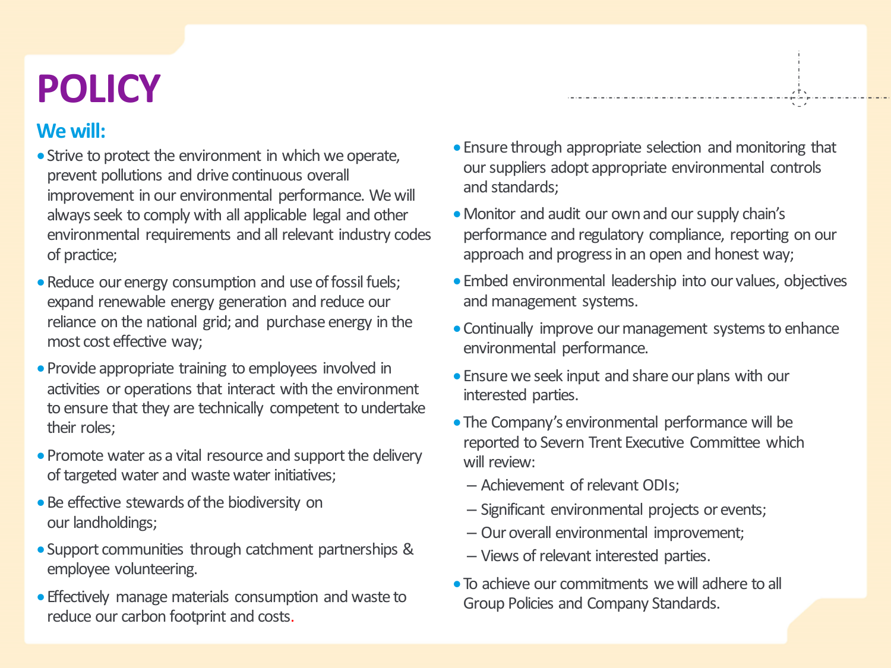# POLICY

## We will:

- Strive to protect the environment in which we operate, prevent pollutions and drive continuous overall improvement in our environmental performance. We will always seek to comply with all applicable legal and other environmental requirements and all relevant industry codes of practice;
- Reduce our energy consumption and use of fossil fuels; expand renewable energy generation and reduce our reliance on the national grid; and purchase energy in the most cost effective way;
- Provide appropriate training to employees involved in activities or operations that interact with the environment to ensure that they are technically competent to undertake their roles;
- Promote water as a vital resource and support the delivery of targeted water and waste water initiatives;
- Be effective stewards of the biodiversity on our landholdings;
- Support communities through catchment partnerships & employee volunteering.
- Effectively manage materials consumption and waste to reduce our carbon footprint and costs.
- Ensure through appropriate selection and monitoring that our suppliers adopt appropriate environmental controls and standards;
- Monitor and audit our own and our supply chain's performance and regulatory compliance, reporting on our approach and progress in an open and honest way;
- Embed environmental leadership into our values, objectives and management systems.
- Continually improve our management systems to enhance environmental performance.
- Ensure we seek input and share our plans with our interested parties.
- The Company's environmental performance will be reported to Severn Trent Executive Committee which will review:
  - Achievement of relevant ODIs;
  - Significant environmental projects or events;
  - Our overall environmental improvement;
  - Views of relevant interested parties.
- To achieve our commitments we will adhere to all Group Policies and Company Standards.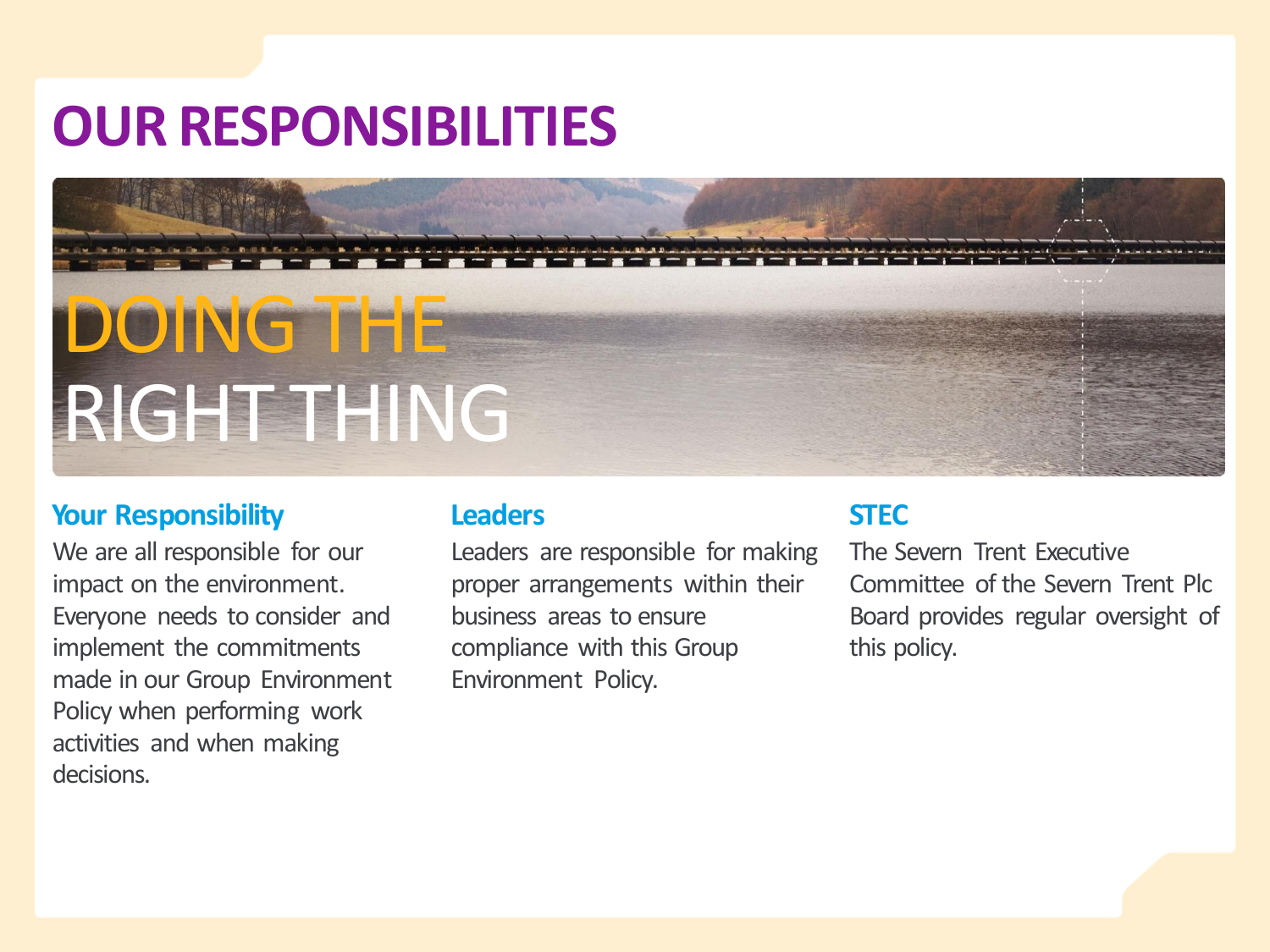# OUR RESPONSIBILITIES

DOING THE RIGHT THING

### Your Responsibility

We are all responsible for our impact on the environment. Everyone needs to consider and implement the commitments made in our Group Environment Policy when performing work activities and when making decisions.

### Leaders

Leaders are responsible for making proper arrangements within their business areas to ensure compliance with this Group Environment Policy.

### STEC

The Severn Trent Executive Committee of the Severn Trent Plc Board provides regular oversight of this policy.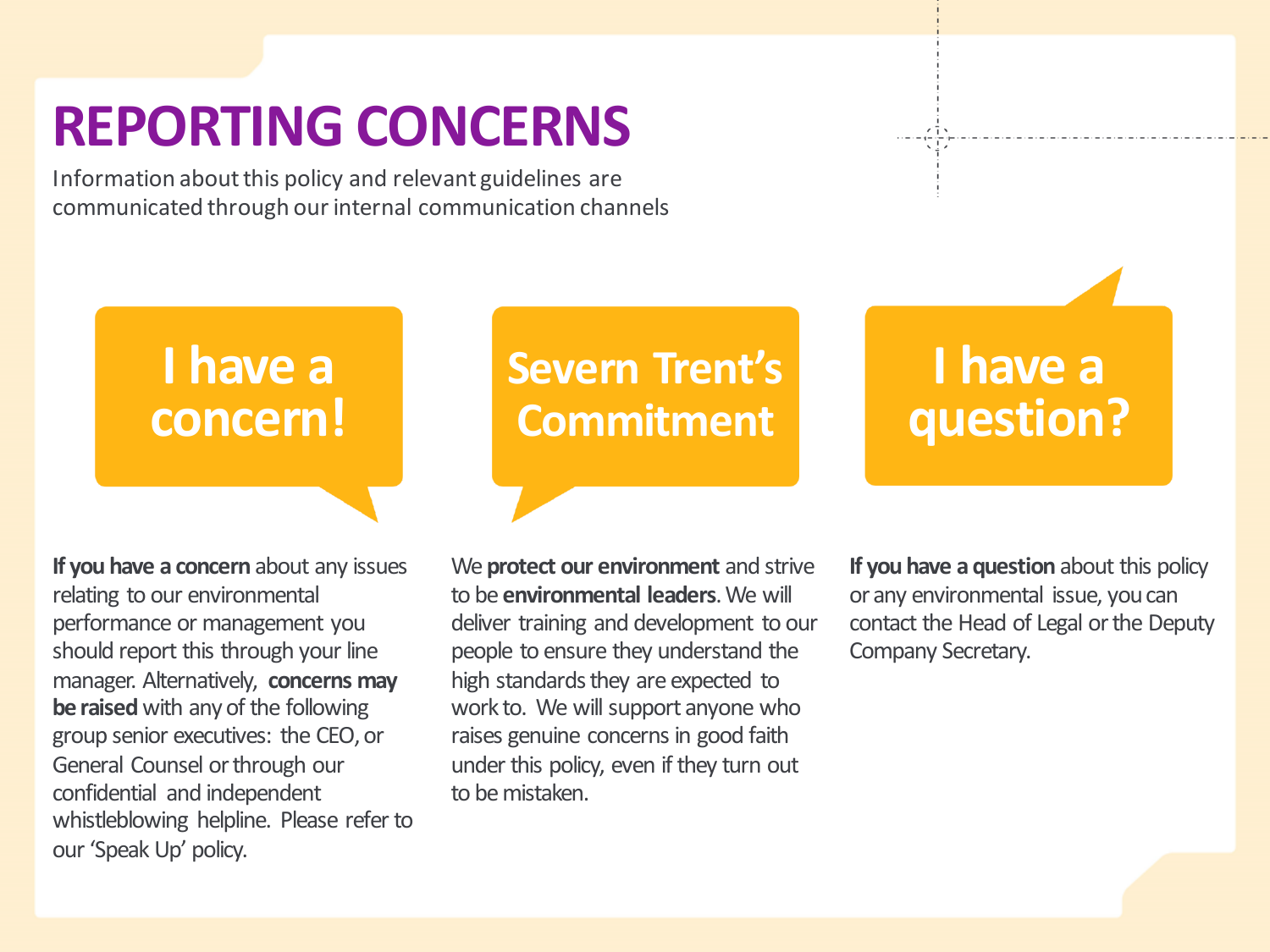# REPORTING CONCERNS

Information about this policy and relevant guidelines are communicated through our internal communication channels

## I have a concern!

**If you have a concern** about any issues relating to our environmental performance or management you should report this through your line manager. Alternatively, **concerns may be raised** with any of the following group senior executives: the CEO, or General Counsel or through our confidential and independent whistleblowing helpline. Please refer to our 'Speak Up' policy.

## Severn Trent's Commitment

We **protect our environment** and strive to be **environmental leaders**. We will deliver training and development to our people to ensure they understand the high standards they are expected to work to. We will support anyone who raises genuine concerns in good faith under this policy, even if they turn out to be mistaken.

## I have a question?

**If you have a question** about this policy or any environmental issue, you can contact the Head of Legal or the Deputy Company Secretary.